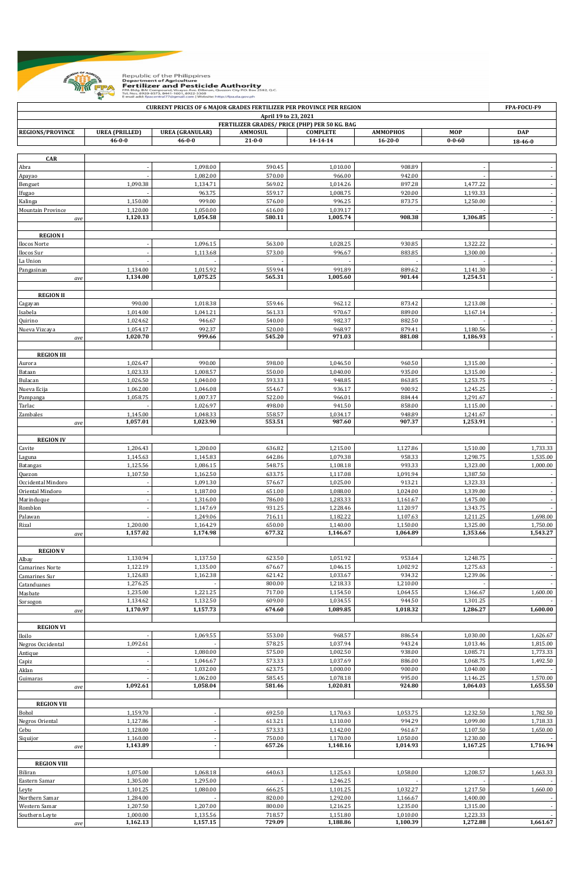Republic of the Philippines
Department of Agriculture
**Fertilizer and Pesticide Authority**
FPA Bldg. BAI Compound, Visayas Ave. Diliman, Quezon City P.O. Box 2582, Q.C.
Tel. Nos. 8920-8573, 8441-1601, 8922-3368
E-mail add: fpacentral77@gmail.com | Website: http://fpa.da.gov.ph

| CURRENT PRICES OF 6 MAJOR GRADES FERTILIZER PER PROVINCE PER REGION | | | | | | | FPA-FOCU-F9 |
|---|---|---|---|---|---|---|---|
| April 19 to 23, 2021 | | | | | | | |
| | FERTILIZER GRADES/ PRICE (PHP) PER 50 KG. BAG | | | | | | |
| REGIONS/PROVINCE | UREA (PRILLED) | UREA (GRANULAR) | AMMOSUL | COMPLETE | AMMOPHOS | MOP | DAP |
| | 46-0-0 | 46-0-0 | 21-0-0 | 14-14-14 | 16-20-0 | 0-0-60 | 18-46-0 |
| **CAR** | | | | | | | |
| Abra | - | 1,098.00 | 590.45 | 1,010.00 | 908.89 | - | - |
| Apayao | - | 1,082.00 | 570.00 | 966.00 | 942.00 | - | - |
| Benguet | 1,090.38 | 1,134.71 | 569.02 | 1,014.26 | 897.28 | 1,477.22 | - |
| Ifugao | - | 963.75 | 559.17 | 1,008.75 | 920.00 | 1,193.33 | - |
| Kalinga | 1,150.00 | 999.00 | 576.00 | 996.25 | 873.75 | 1,250.00 | - |
| Mountain Province | 1,120.00 | 1,050.00 | 616.00 | 1,039.17 | - | - | - |
| *ave* | **1,120.13** | **1,054.58** | **580.11** | **1,005.74** | **908.38** | **1,306.85** | **-** |
| **REGION I** | | | | | | | |
| Ilocos Norte | - | 1,096.15 | 563.00 | 1,028.25 | 930.85 | 1,322.22 | - |
| Ilocos Sur | - | 1,113.68 | 573.00 | 996.67 | 883.85 | 1,300.00 | - |
| La Union | - | - | - | - | - | - | - |
| Pangasinan | 1,134.00 | 1,015.92 | 559.94 | 991.89 | 889.62 | 1,141.30 | - |
| *ave* | **1,134.00** | **1,075.25** | **565.31** | **1,005.60** | **901.44** | **1,254.51** | **-** |
| **REGION II** | | | | | | | |
| Cagayan | 990.00 | 1,018.38 | 559.46 | 962.12 | 873.42 | 1,213.08 | - |
| Isabela | 1,014.00 | 1,041.21 | 561.33 | 970.67 | 889.00 | 1,167.14 | - |
| Quirino | 1,024.62 | 946.67 | 540.00 | 982.37 | 882.50 | - | - |
| Nueva Vizcaya | 1,054.17 | 992.37 | 520.00 | 968.97 | 879.41 | 1,180.56 | - |
| *ave* | **1,020.70** | **999.66** | **545.20** | **971.03** | **881.08** | **1,186.93** | **-** |
| **REGION III** | | | | | | | |
| Aurora | 1,026.47 | 990.00 | 598.00 | 1,046.50 | 960.50 | 1,315.00 | - |
| Bataan | 1,023.33 | 1,008.57 | 550.00 | 1,040.00 | 935.00 | 1,315.00 | - |
| Bulacan | 1,026.50 | 1,040.00 | 593.33 | 948.85 | 863.85 | 1,253.75 | - |
| Nueva Ecija | 1,062.00 | 1,046.08 | 554.67 | 936.17 | 900.92 | 1,245.25 | - |
| Pampanga | 1,058.75 | 1,007.37 | 522.00 | 966.01 | 884.44 | 1,291.67 | - |
| Tarlac | - | 1,026.97 | 498.00 | 941.50 | 858.00 | 1,115.00 | - |
| Zambales | 1,145.00 | 1,048.33 | 558.57 | 1,034.17 | 948.89 | 1,241.67 | - |
| *ave* | **1,057.01** | **1,023.90** | **553.51** | **987.60** | **907.37** | **1,253.91** | **-** |
| **REGION IV** | | | | | | | |
| Cavite | 1,206.43 | 1,200.00 | 636.82 | 1,215.00 | 1,127.86 | 1,510.00 | 1,733.33 |
| Laguna | 1,145.63 | 1,145.83 | 642.86 | 1,079.38 | 958.33 | 1,298.75 | 1,535.00 |
| Batangas | 1,125.56 | 1,086.15 | 548.75 | 1,108.18 | 993.33 | 1,323.00 | 1,000.00 |
| Quezon | 1,107.50 | 1,162.50 | 633.75 | 1,117.08 | 1,091.94 | 1,387.50 | - |
| Occidental Mindoro | - | 1,091.30 | 576.67 | 1,025.00 | 913.21 | 1,323.33 | - |
| Oriental Mindoro | - | 1,187.00 | 651.00 | 1,088.00 | 1,024.00 | 1,339.00 | - |
| Marinduque | - | 1,316.00 | 786.00 | 1,283.33 | 1,161.67 | 1,475.00 | - |
| Romblon | - | 1,147.69 | 931.25 | 1,228.46 | 1,120.97 | 1,343.75 | - |
| Palawan | - | 1,249.06 | 716.11 | 1,182.22 | 1,107.63 | 1,211.25 | 1,698.00 |
| Rizal | 1,200.00 | 1,164.29 | 650.00 | 1,140.00 | 1,150.00 | 1,325.00 | 1,750.00 |
| *ave* | **1,157.02** | **1,174.98** | **677.32** | **1,146.67** | **1,064.89** | **1,353.66** | **1,543.27** |
| **REGION V** | | | | | | | |
| Albay | 1,130.94 | 1,137.50 | 623.50 | 1,051.92 | 953.64 | 1,248.75 | - |
| Camarines Norte | 1,122.19 | 1,135.00 | 676.67 | 1,046.15 | 1,002.92 | 1,275.63 | - |
| Camarines Sur | 1,126.83 | 1,162.38 | 621.42 | 1,033.67 | 934.32 | 1,239.06 | - |
| Catanduanes | 1,276.25 | - | 800.00 | 1,218.33 | 1,210.00 | - | - |
| Masbate | 1,235.00 | 1,221.25 | 717.00 | 1,154.50 | 1,064.55 | 1,366.67 | 1,600.00 |
| Sorsogon | 1,134.62 | 1,132.50 | 609.00 | 1,034.55 | 944.50 | 1,301.25 | - |
| *ave* | **1,170.97** | **1,157.73** | **674.60** | **1,089.85** | **1,018.32** | **1,286.27** | **1,600.00** |
| **REGION VI** | | | | | | | |
| Iloilo | - | 1,069.55 | 553.00 | 968.57 | 886.54 | 1,030.00 | 1,626.67 |
| Negros Occidental | 1,092.61 | - | 578.25 | 1,037.94 | 943.24 | 1,013.46 | 1,815.00 |
| Antique | - | 1,080.00 | 575.00 | 1,002.50 | 938.00 | 1,085.71 | 1,773.33 |
| Capiz | - | 1,046.67 | 573.33 | 1,037.69 | 886.00 | 1,068.75 | 1,492.50 |
| Aklan | - | 1,032.00 | 623.75 | 1,000.00 | 900.00 | 1,040.00 | - |
| Guimaras | - | 1,062.00 | 585.45 | 1,078.18 | 995.00 | 1,146.25 | 1,570.00 |
| *ave* | **1,092.61** | **1,058.04** | **581.46** | **1,020.81** | **924.80** | **1,064.03** | **1,655.50** |
| **REGION VII** | | | | | | | |
| Bohol | 1,159.70 | - | 692.50 | 1,170.63 | 1,053.75 | 1,232.50 | 1,782.50 |
| Negros Oriental | 1,127.86 | - | 613.21 | 1,110.00 | 994.29 | 1,099.00 | 1,718.33 |
| Cebu | 1,128.00 | - | 573.33 | 1,142.00 | 961.67 | 1,107.50 | 1,650.00 |
| Siquijor | 1,160.00 | - | 750.00 | 1,170.00 | 1,050.00 | 1,230.00 | - |
| *ave* | **1,143.89** | **-** | **657.26** | **1,148.16** | **1,014.93** | **1,167.25** | **1,716.94** |
| **REGION VIII** | | | | | | | |
| Biliran | 1,075.00 | 1,068.18 | 640.63 | 1,125.63 | 1,058.00 | 1,208.57 | 1,663.33 |
| Eastern Samar | 1,305.00 | 1,295.00 | - | 1,246.25 | - | - | - |
| Leyte | 1,101.25 | 1,080.00 | 666.25 | 1,101.25 | 1,032.27 | 1,217.50 | 1,660.00 |
| Northern Samar | 1,284.00 | - | 820.00 | 1,292.00 | 1,166.67 | 1,400.00 | - |
| Western Samar | 1,207.50 | 1,207.00 | 800.00 | 1,216.25 | 1,235.00 | 1,315.00 | - |
| Southern Leyte | 1,000.00 | 1,135.56 | 718.57 | 1,151.80 | 1,010.00 | 1,223.33 | - |
| *ave* | **1,162.13** | **1,157.15** | **729.09** | **1,188.86** | **1,100.39** | **1,272.88** | **1,661.67** |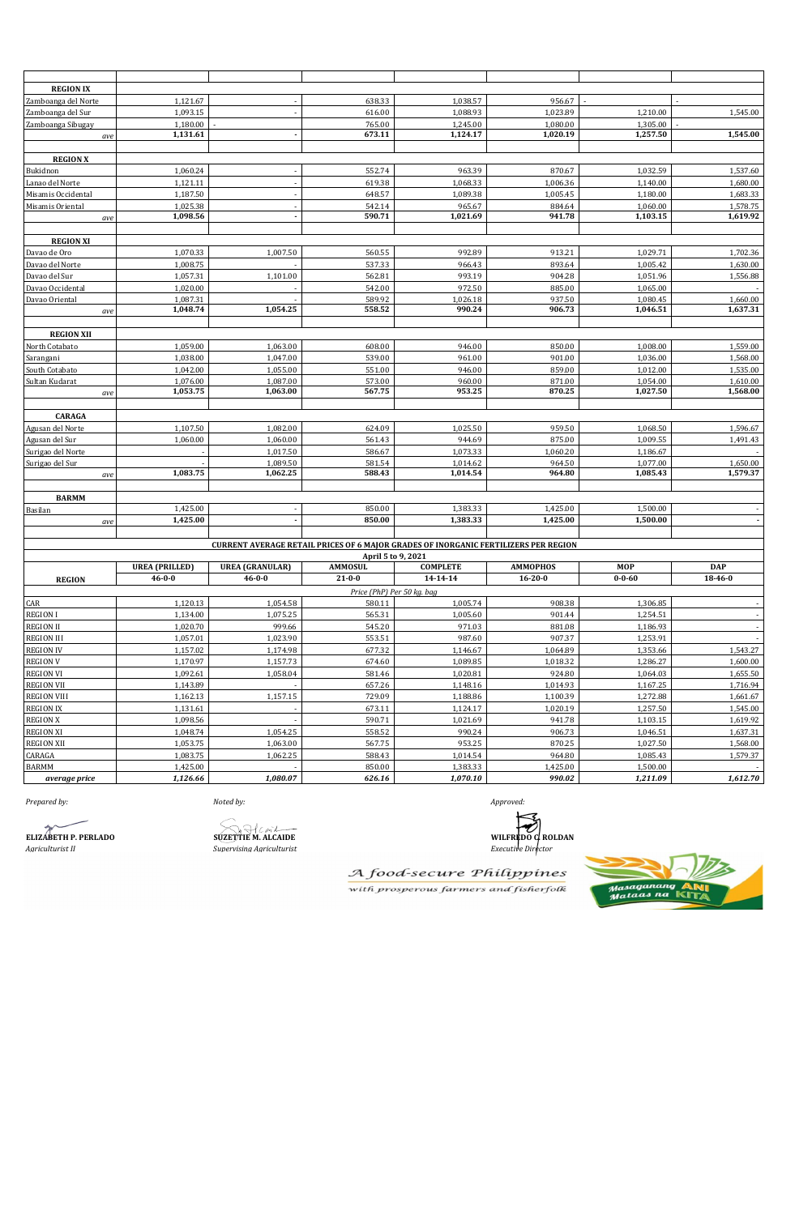| | | | | | | | |
|---|---|---|---|---|---|---|---|
| **REGION IX** | | | | | | | |
| Zamboanga del Norte | 1,121.67 | - | 638.33 | 1,038.57 | 956.67 | - | - |
| Zamboanga del Sur | 1,093.15 | - | 616.00 | 1,088.93 | 1,023.89 | 1,210.00 | 1,545.00 |
| Zamboanga Sibugay | 1,180.00 | - | 765.00 | 1,245.00 | 1,080.00 | 1,305.00 | - |
| *ave* | **1,131.61** | **-** | **673.11** | **1,124.17** | **1,020.19** | **1,257.50** | **1,545.00** |
| **REGION X** | | | | | | | |
| Bukidnon | 1,060.24 | - | 552.74 | 963.39 | 870.67 | 1,032.59 | 1,537.60 |
| Lanao del Norte | 1,121.11 | - | 619.38 | 1,068.33 | 1,006.36 | 1,140.00 | 1,680.00 |
| Misamis Occidental | 1,187.50 | - | 648.57 | 1,089.38 | 1,005.45 | 1,180.00 | 1,683.33 |
| Misamis Oriental | 1,025.38 | - | 542.14 | 965.67 | 884.64 | 1,060.00 | 1,578.75 |
| *ave* | **1,098.56** | **-** | **590.71** | **1,021.69** | **941.78** | **1,103.15** | **1,619.92** |
| **REGION XI** | | | | | | | |
| Davao de Oro | 1,070.33 | 1,007.50 | 560.55 | 992.89 | 913.21 | 1,029.71 | 1,702.36 |
| Davao del Norte | 1,008.75 | - | 537.33 | 966.43 | 893.64 | 1,005.42 | 1,630.00 |
| Davao del Sur | 1,057.31 | 1,101.00 | 562.81 | 993.19 | 904.28 | 1,051.96 | 1,556.88 |
| Davao Occidental | 1,020.00 | - | 542.00 | 972.50 | 885.00 | 1,065.00 | - |
| Davao Oriental | 1,087.31 | - | 589.92 | 1,026.18 | 937.50 | 1,080.45 | 1,660.00 |
| *ave* | **1,048.74** | **1,054.25** | **558.52** | **990.24** | **906.73** | **1,046.51** | **1,637.31** |
| **REGION XII** | | | | | | | |
| North Cotabato | 1,059.00 | 1,063.00 | 608.00 | 946.00 | 850.00 | 1,008.00 | 1,559.00 |
| Sarangani | 1,038.00 | 1,047.00 | 539.00 | 961.00 | 901.00 | 1,036.00 | 1,568.00 |
| South Cotabato | 1,042.00 | 1,055.00 | 551.00 | 946.00 | 859.00 | 1,012.00 | 1,535.00 |
| Sultan Kudarat | 1,076.00 | 1,087.00 | 573.00 | 960.00 | 871.00 | 1,054.00 | 1,610.00 |
| *ave* | **1,053.75** | **1,063.00** | **567.75** | **953.25** | **870.25** | **1,027.50** | **1,568.00** |
| **CARAGA** | | | | | | | |
| Agusan del Norte | 1,107.50 | 1,082.00 | 624.09 | 1,025.50 | 959.50 | 1,068.50 | 1,596.67 |
| Agusan del Sur | 1,060.00 | 1,060.00 | 561.43 | 944.69 | 875.00 | 1,009.55 | 1,491.43 |
| Surigao del Norte | - | 1,017.50 | 586.67 | 1,073.33 | 1,060.20 | 1,186.67 | - |
| Surigao del Sur | - | 1,089.50 | 581.54 | 1,014.62 | 964.50 | 1,077.00 | 1,650.00 |
| *ave* | **1,083.75** | **1,062.25** | **588.43** | **1,014.54** | **964.80** | **1,085.43** | **1,579.37** |
| **BARMM** | | | | | | | |
| Basilan | 1,425.00 | - | 850.00 | 1,383.33 | 1,425.00 | 1,500.00 | - |
| *ave* | **1,425.00** | **-** | **850.00** | **1,383.33** | **1,425.00** | **1,500.00** | **-** |

**CURRENT AVERAGE RETAIL PRICES OF 6 MAJOR GRADES OF INORGANIC FERTILIZERS PER REGION**

**April 5 to 9, 2021**

| **REGION** | **UREA (PRILLED)** 46-0-0 | **UREA (GRANULAR)** 46-0-0 | **AMMOSUL** 21-0-0 | **COMPLETE** 14-14-14 | **AMMOPHOS** 16-20-0 | **MOP** 0-0-60 | **DAP** 18-46-0 |
|---|---|---|---|---|---|---|---|
| | | | | *Price (PhP) Per 50 kg. bag* | | | |
| CAR | 1,120.13 | 1,054.58 | 580.11 | 1,005.74 | 908.38 | 1,306.85 | - |
| REGION I | 1,134.00 | 1,075.25 | 565.31 | 1,005.60 | 901.44 | 1,254.51 | - |
| REGION II | 1,020.70 | 999.66 | 545.20 | 971.03 | 881.08 | 1,186.93 | - |
| REGION III | 1,057.01 | 1,023.90 | 553.51 | 987.60 | 907.37 | 1,253.91 | - |
| REGION IV | 1,157.02 | 1,174.98 | 677.32 | 1,146.67 | 1,064.89 | 1,353.66 | 1,543.27 |
| REGION V | 1,170.97 | 1,157.73 | 674.60 | 1,089.85 | 1,018.32 | 1,286.27 | 1,600.00 |
| REGION VI | 1,092.61 | 1,058.04 | 581.46 | 1,020.81 | 924.80 | 1,064.03 | 1,655.50 |
| REGION VII | 1,143.89 | - | 657.26 | 1,148.16 | 1,014.93 | 1,167.25 | 1,716.94 |
| REGION VIII | 1,162.13 | 1,157.15 | 729.09 | 1,188.86 | 1,100.39 | 1,272.88 | 1,661.67 |
| REGION IX | 1,131.61 | - | 673.11 | 1,124.17 | 1,020.19 | 1,257.50 | 1,545.00 |
| REGION X | 1,098.56 | - | 590.71 | 1,021.69 | 941.78 | 1,103.15 | 1,619.92 |
| REGION XI | 1,048.74 | 1,054.25 | 558.52 | 990.24 | 906.73 | 1,046.51 | 1,637.31 |
| REGION XII | 1,053.75 | 1,063.00 | 567.75 | 953.25 | 870.25 | 1,027.50 | 1,568.00 |
| CARAGA | 1,083.75 | 1,062.25 | 588.43 | 1,014.54 | 964.80 | 1,085.43 | 1,579.37 |
| BARMM | 1,425.00 | - | 850.00 | 1,383.33 | 1,425.00 | 1,500.00 | - |
| ***average price*** | ***1,126.66*** | ***1,080.07*** | ***626.16*** | ***1,070.10*** | ***990.02*** | ***1,211.09*** | ***1,612.70*** |

*Prepared by:*

**ELIZABETH P. PERLADO**
*Agriculturist II*

*Noted by:*

**SUZETTIE M. ALCAIDE**
*Supervising Agriculturist*

*Approved:*

**WILFREDO C. ROLDAN**
*Executive Director*

*A food-secure Philippines with prosperous farmers and fisherfolk*

Masaganang ANI Mataas na KITA